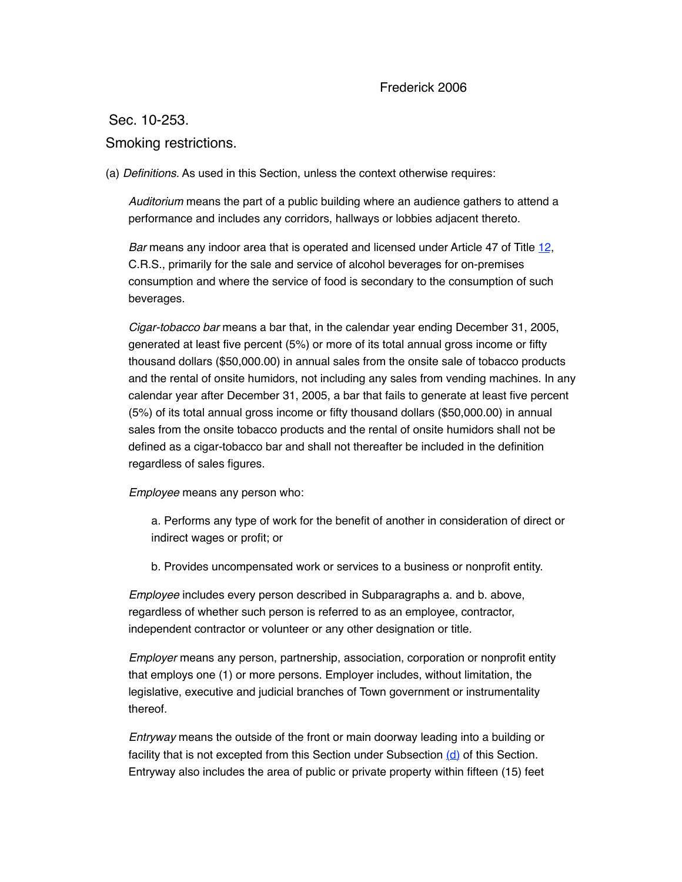Frederick 2006

# Sec. 10-253.

## Smoking restrictions.

(a) *Definitions.* As used in this Section, unless the context otherwise requires:

*Auditorium* means the part of a public building where an audience gathers to attend a performance and includes any corridors, hallways or lobbies adjacent thereto.

*Bar* means any indoor area that is operated and licensed under Article 47 of Title 12, C.R.S., primarily for the sale and service of alcohol beverages for on-premises consumption and where the service of food is secondary to the consumption of such beverages.

*Cigar-tobacco bar* means a bar that, in the calendar year ending December 31, 2005, generated at least five percent (5%) or more of its total annual gross income or fifty thousand dollars ($50,000.00) in annual sales from the onsite sale of tobacco products and the rental of onsite humidors, not including any sales from vending machines. In any calendar year after December 31, 2005, a bar that fails to generate at least five percent (5%) of its total annual gross income or fifty thousand dollars ($50,000.00) in annual sales from the onsite tobacco products and the rental of onsite humidors shall not be defined as a cigar-tobacco bar and shall not thereafter be included in the definition regardless of sales figures.

*Employee* means any person who:

a. Performs any type of work for the benefit of another in consideration of direct or indirect wages or profit; or

b. Provides uncompensated work or services to a business or nonprofit entity.

*Employee* includes every person described in Subparagraphs a. and b. above, regardless of whether such person is referred to as an employee, contractor, independent contractor or volunteer or any other designation or title.

*Employer* means any person, partnership, association, corporation or nonprofit entity that employs one (1) or more persons. Employer includes, without limitation, the legislative, executive and judicial branches of Town government or instrumentality thereof.

*Entryway* means the outside of the front or main doorway leading into a building or facility that is not excepted from this Section under Subsection (d) of this Section. Entryway also includes the area of public or private property within fifteen (15) feet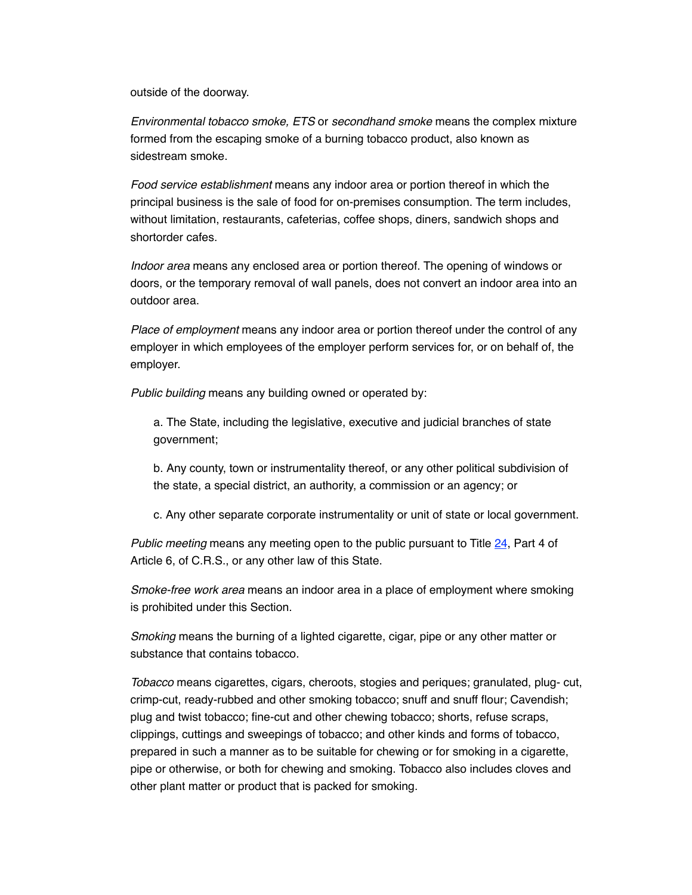outside of the doorway.

*Environmental tobacco smoke, ETS* or *secondhand smoke* means the complex mixture formed from the escaping smoke of a burning tobacco product, also known as sidestream smoke.

*Food service establishment* means any indoor area or portion thereof in which the principal business is the sale of food for on-premises consumption. The term includes, without limitation, restaurants, cafeterias, coffee shops, diners, sandwich shops and shortorder cafes.

*Indoor area* means any enclosed area or portion thereof. The opening of windows or doors, or the temporary removal of wall panels, does not convert an indoor area into an outdoor area.

*Place of employment* means any indoor area or portion thereof under the control of any employer in which employees of the employer perform services for, or on behalf of, the employer.

*Public building* means any building owned or operated by:

a. The State, including the legislative, executive and judicial branches of state government;

b. Any county, town or instrumentality thereof, or any other political subdivision of the state, a special district, an authority, a commission or an agency; or

c. Any other separate corporate instrumentality or unit of state or local government.

*Public meeting* means any meeting open to the public pursuant to Title 24, Part 4 of Article 6, of C.R.S., or any other law of this State.

*Smoke-free work area* means an indoor area in a place of employment where smoking is prohibited under this Section.

*Smoking* means the burning of a lighted cigarette, cigar, pipe or any other matter or substance that contains tobacco.

*Tobacco* means cigarettes, cigars, cheroots, stogies and periques; granulated, plug- cut, crimp-cut, ready-rubbed and other smoking tobacco; snuff and snuff flour; Cavendish; plug and twist tobacco; fine-cut and other chewing tobacco; shorts, refuse scraps, clippings, cuttings and sweepings of tobacco; and other kinds and forms of tobacco, prepared in such a manner as to be suitable for chewing or for smoking in a cigarette, pipe or otherwise, or both for chewing and smoking. Tobacco also includes cloves and other plant matter or product that is packed for smoking.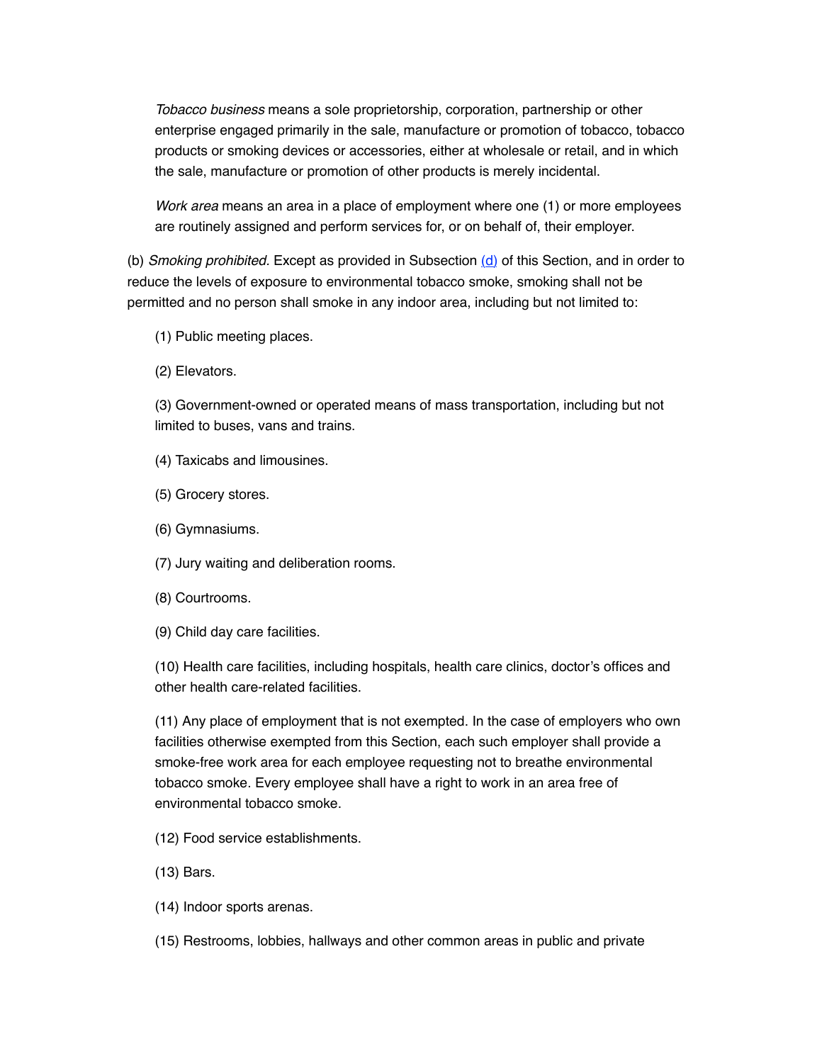*Tobacco business* means a sole proprietorship, corporation, partnership or other enterprise engaged primarily in the sale, manufacture or promotion of tobacco, tobacco products or smoking devices or accessories, either at wholesale or retail, and in which the sale, manufacture or promotion of other products is merely incidental.

*Work area* means an area in a place of employment where one (1) or more employees are routinely assigned and perform services for, or on behalf of, their employer.

(b) *Smoking prohibited.* Except as provided in Subsection (d) of this Section, and in order to reduce the levels of exposure to environmental tobacco smoke, smoking shall not be permitted and no person shall smoke in any indoor area, including but not limited to:

(1) Public meeting places.

(2) Elevators.

(3) Government-owned or operated means of mass transportation, including but not limited to buses, vans and trains.

(4) Taxicabs and limousines.

(5) Grocery stores.

(6) Gymnasiums.

(7) Jury waiting and deliberation rooms.

(8) Courtrooms.

(9) Child day care facilities.

(10) Health care facilities, including hospitals, health care clinics, doctor's offices and other health care-related facilities.

(11) Any place of employment that is not exempted. In the case of employers who own facilities otherwise exempted from this Section, each such employer shall provide a smoke-free work area for each employee requesting not to breathe environmental tobacco smoke. Every employee shall have a right to work in an area free of environmental tobacco smoke.

(12) Food service establishments.

(13) Bars.

(14) Indoor sports arenas.

(15) Restrooms, lobbies, hallways and other common areas in public and private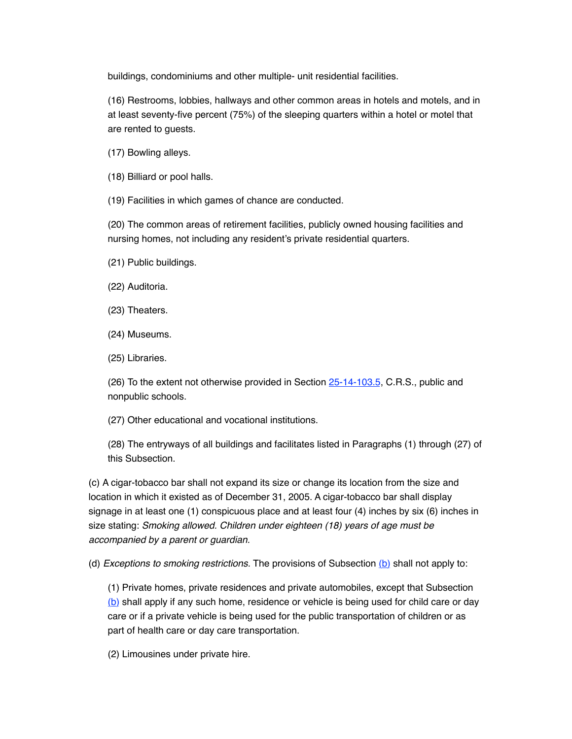buildings, condominiums and other multiple- unit residential facilities.

(16) Restrooms, lobbies, hallways and other common areas in hotels and motels, and in at least seventy-five percent (75%) of the sleeping quarters within a hotel or motel that are rented to guests.

(17) Bowling alleys.

(18) Billiard or pool halls.

(19) Facilities in which games of chance are conducted.

(20) The common areas of retirement facilities, publicly owned housing facilities and nursing homes, not including any resident's private residential quarters.

(21) Public buildings.

(22) Auditoria.

(23) Theaters.

(24) Museums.

(25) Libraries.

(26) To the extent not otherwise provided in Section 25-14-103.5, C.R.S., public and nonpublic schools.

(27) Other educational and vocational institutions.

(28) The entryways of all buildings and facilitates listed in Paragraphs (1) through (27) of this Subsection.

(c) A cigar-tobacco bar shall not expand its size or change its location from the size and location in which it existed as of December 31, 2005. A cigar-tobacco bar shall display signage in at least one (1) conspicuous place and at least four (4) inches by six (6) inches in size stating: *Smoking allowed. Children under eighteen (18) years of age must be accompanied by a parent or guardian.*

(d) *Exceptions to smoking restrictions.* The provisions of Subsection (b) shall not apply to:

(1) Private homes, private residences and private automobiles, except that Subsection (b) shall apply if any such home, residence or vehicle is being used for child care or day care or if a private vehicle is being used for the public transportation of children or as part of health care or day care transportation.

(2) Limousines under private hire.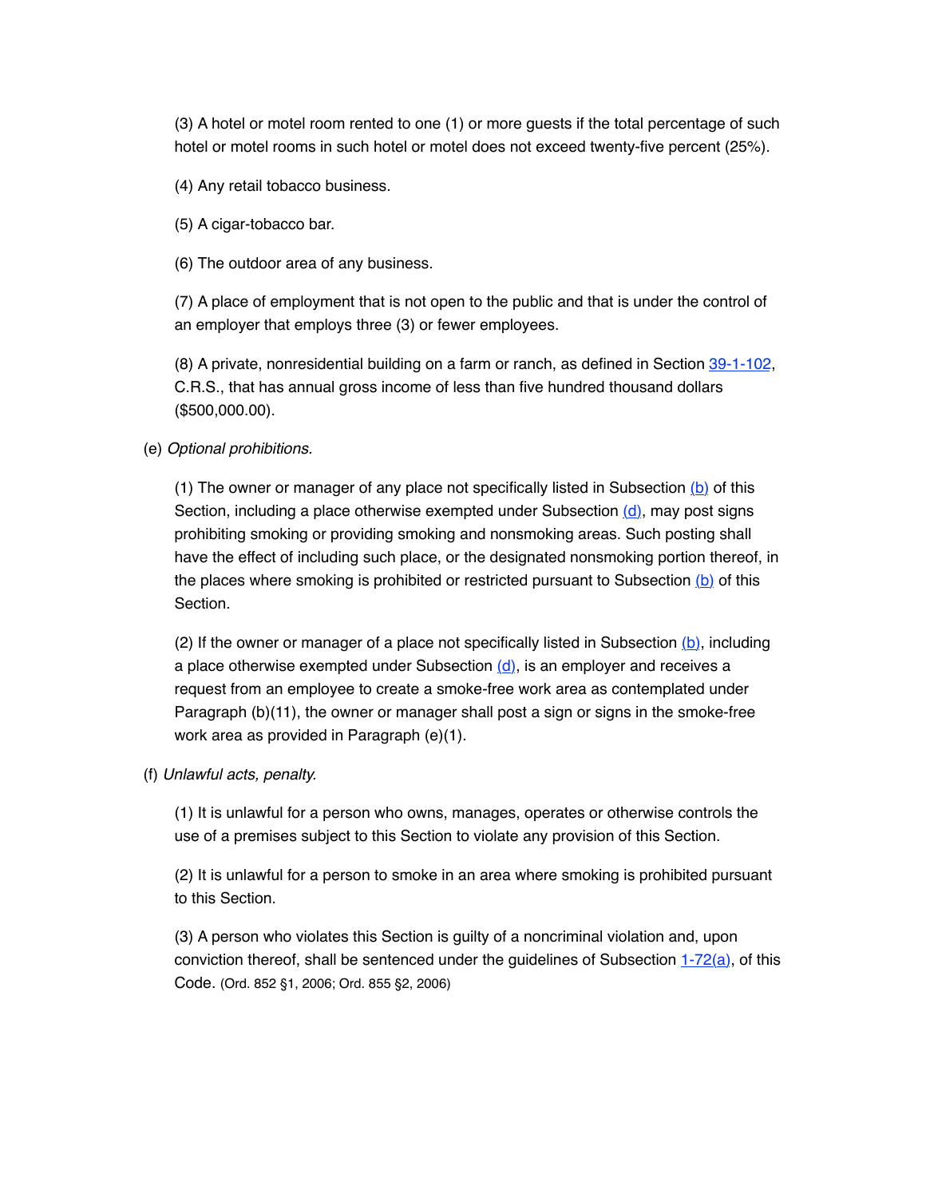(3) A hotel or motel room rented to one (1) or more guests if the total percentage of such hotel or motel rooms in such hotel or motel does not exceed twenty-five percent (25%).

(4) Any retail tobacco business.

(5) A cigar-tobacco bar.

(6) The outdoor area of any business.

(7) A place of employment that is not open to the public and that is under the control of an employer that employs three (3) or fewer employees.

(8) A private, nonresidential building on a farm or ranch, as defined in Section 39-1-102, C.R.S., that has annual gross income of less than five hundred thousand dollars ($500,000.00).

(e) *Optional prohibitions.*

(1) The owner or manager of any place not specifically listed in Subsection (b) of this Section, including a place otherwise exempted under Subsection (d), may post signs prohibiting smoking or providing smoking and nonsmoking areas. Such posting shall have the effect of including such place, or the designated nonsmoking portion thereof, in the places where smoking is prohibited or restricted pursuant to Subsection (b) of this Section.

(2) If the owner or manager of a place not specifically listed in Subsection (b), including a place otherwise exempted under Subsection (d), is an employer and receives a request from an employee to create a smoke-free work area as contemplated under Paragraph (b)(11), the owner or manager shall post a sign or signs in the smoke-free work area as provided in Paragraph (e)(1).

(f) *Unlawful acts, penalty.*

(1) It is unlawful for a person who owns, manages, operates or otherwise controls the use of a premises subject to this Section to violate any provision of this Section.

(2) It is unlawful for a person to smoke in an area where smoking is prohibited pursuant to this Section.

(3) A person who violates this Section is guilty of a noncriminal violation and, upon conviction thereof, shall be sentenced under the guidelines of Subsection 1-72(a), of this Code. (Ord. 852 §1, 2006; Ord. 855 §2, 2006)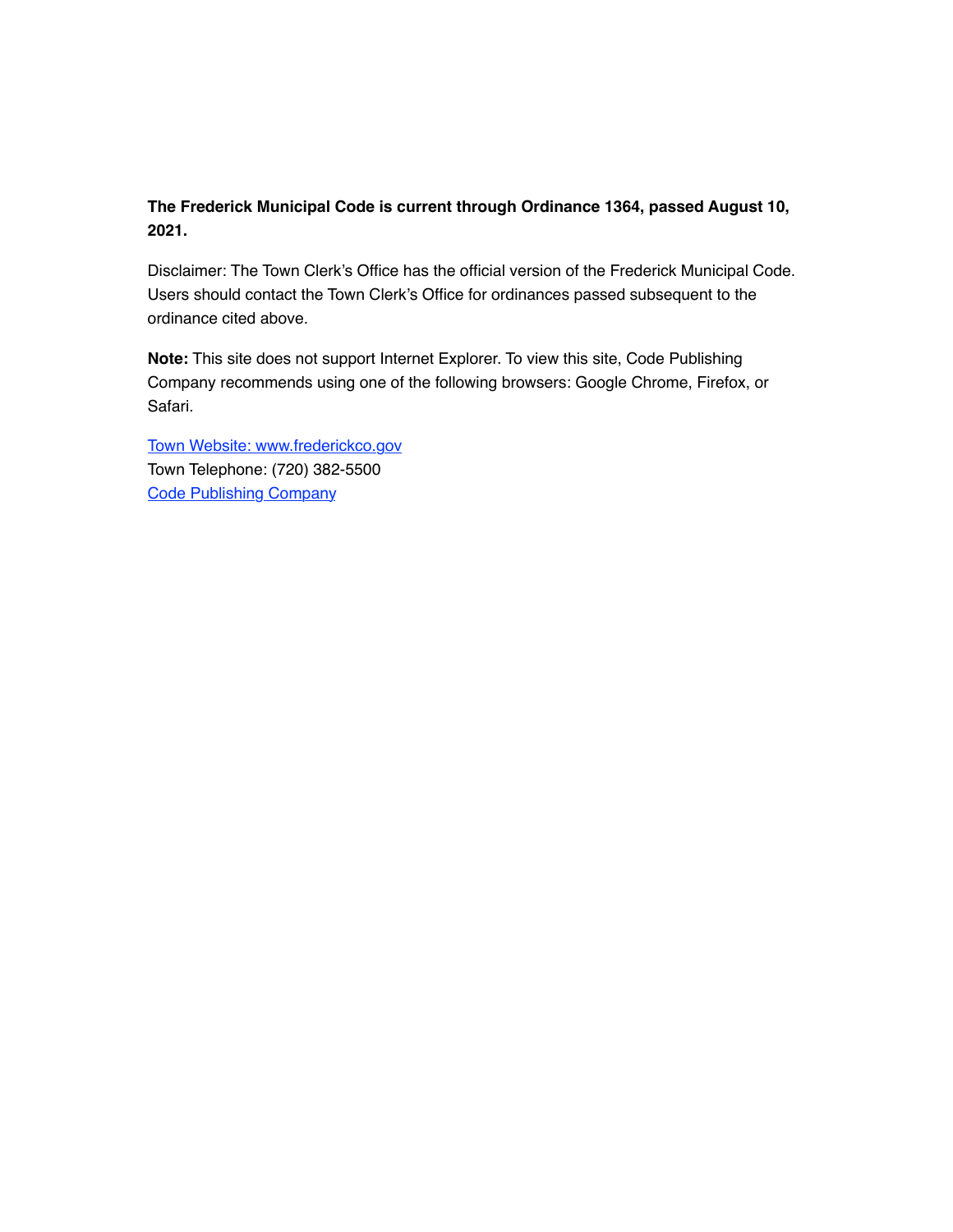**The Frederick Municipal Code is current through Ordinance 1364, passed August 10, 2021.**

Disclaimer: The Town Clerk's Office has the official version of the Frederick Municipal Code. Users should contact the Town Clerk's Office for ordinances passed subsequent to the ordinance cited above.

**Note:** This site does not support Internet Explorer. To view this site, Code Publishing Company recommends using one of the following browsers: Google Chrome, Firefox, or Safari.

Town Website: www.frederickco.gov
Town Telephone: (720) 382-5500
Code Publishing Company